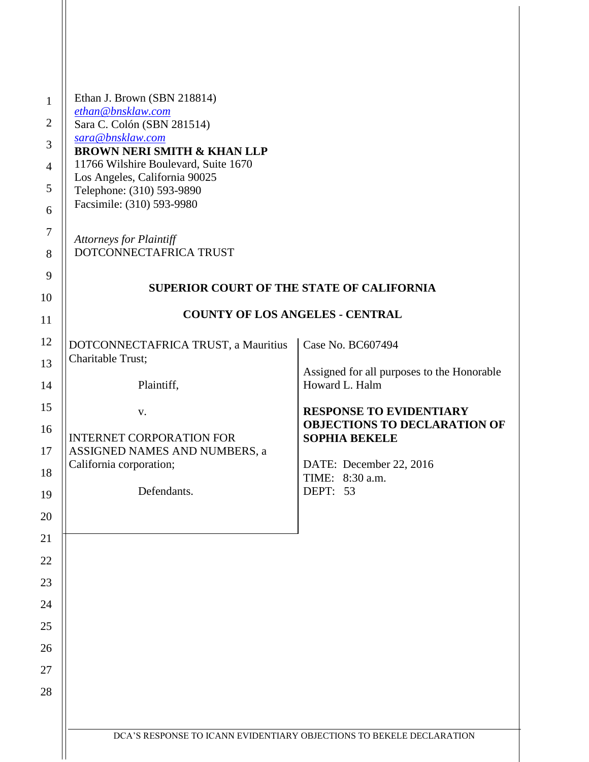Ethan J. Brown (SBN 218814)
ethan@bnsklaw.com
Sara C. Colón (SBN 281514)
sara@bnsklaw.com
**BROWN NERI SMITH & KHAN LLP**
11766 Wilshire Boulevard, Suite 1670
Los Angeles, California 90025
Telephone: (310) 593-9890
Facsimile: (310) 593-9980

*Attorneys for Plaintiff*
DOTCONNECTAFRICA TRUST

**SUPERIOR COURT OF THE STATE OF CALIFORNIA**

**COUNTY OF LOS ANGELES - CENTRAL**

| | |
|---|---|
| DOTCONNECTAFRICA TRUST, a Mauritius Charitable Trust;<br><br>Plaintiff,<br><br>v.<br><br>INTERNET CORPORATION FOR ASSIGNED NAMES AND NUMBERS, a California corporation;<br><br>Defendants. | Case No. BC607494<br><br>Assigned for all purposes to the Honorable Howard L. Halm<br><br>**RESPONSE TO EVIDENTIARY OBJECTIONS TO DECLARATION OF SOPHIA BEKELE**<br><br>DATE: December 22, 2016<br>TIME: 8:30 a.m.<br>DEPT: 53 |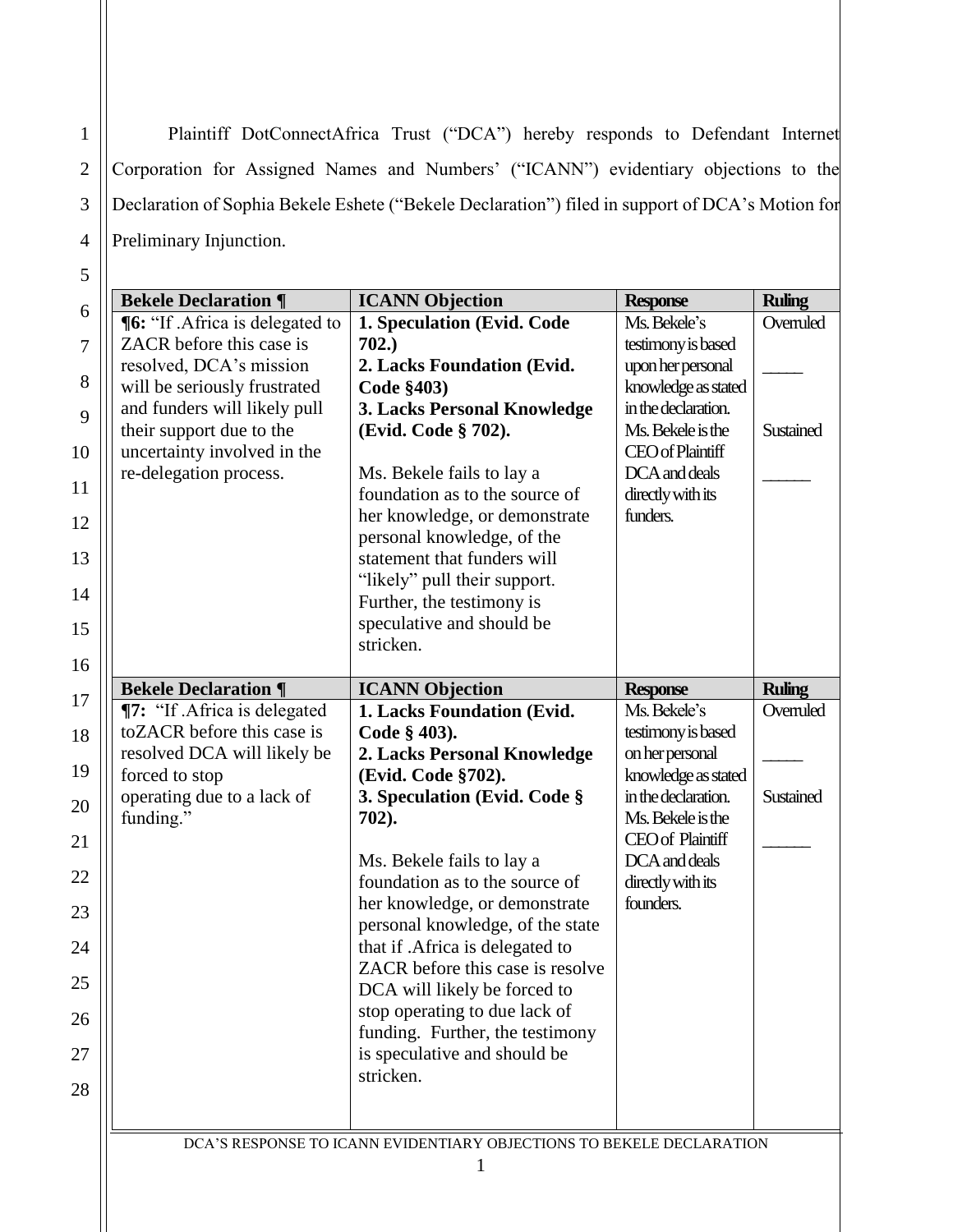Plaintiff DotConnectAfrica Trust ("DCA") hereby responds to Defendant Internet Corporation for Assigned Names and Numbers' ("ICANN") evidentiary objections to the Declaration of Sophia Bekele Eshete ("Bekele Declaration") filed in support of DCA's Motion for Preliminary Injunction.

| Bekele Declaration ¶ | ICANN Objection | Response | Ruling |
|---|---|---|---|
| **¶6:** "If .Africa is delegated to ZACR before this case is resolved, DCA's mission will be seriously frustrated and funders will likely pull their support due to the uncertainty involved in the re-delegation process. | **1. Speculation (Evid. Code 702.)**<br>**2. Lacks Foundation (Evid. Code §403)**<br>**3. Lacks Personal Knowledge (Evid. Code § 702).**<br><br>Ms. Bekele fails to lay a foundation as to the source of her knowledge, or demonstrate personal knowledge, of the statement that funders will "likely" pull their support. Further, the testimony is speculative and should be stricken. | Ms. Bekele's testimony is based upon her personal knowledge as stated in the declaration. Ms. Bekele is the CEO of Plaintiff DCA and deals directly with its funders. | Overruled<br>_____<br><br>Sustained<br>______ |

| Bekele Declaration ¶ | ICANN Objection | Response | Ruling |
|---|---|---|---|
| **¶7:** "If .Africa is delegated toZACR before this case is resolved DCA will likely be forced to stop operating due to a lack of funding." | **1. Lacks Foundation (Evid. Code § 403).**<br>**2. Lacks Personal Knowledge (Evid. Code §702).**<br>**3. Speculation (Evid. Code § 702).**<br><br>Ms. Bekele fails to lay a foundation as to the source of her knowledge, or demonstrate personal knowledge, of the state that if .Africa is delegated to ZACR before this case is resolve DCA will likely be forced to stop operating to due lack of funding. Further, the testimony is speculative and should be stricken. | Ms. Bekele's testimony is based on her personal knowledge as stated in the declaration. Ms. Bekele is the CEO of Plaintiff DCA and deals directly with its founders. | Overruled<br>_____<br><br>Sustained<br>______ |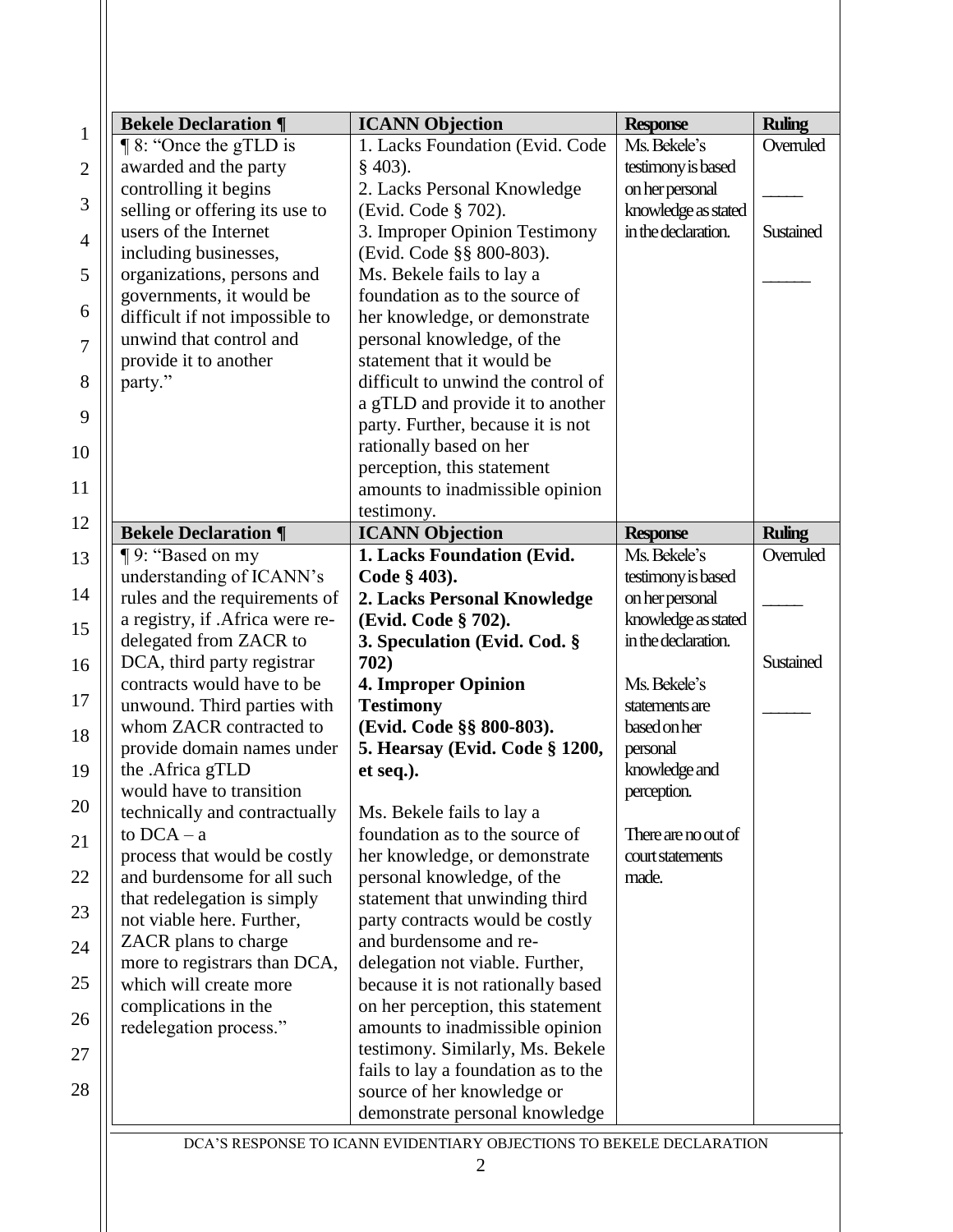| Bekele Declaration ¶ | ICANN Objection | Response | Ruling |
|---|---|---|---|
| ¶ 8: "Once the gTLD is awarded and the party controlling it begins selling or offering its use to users of the Internet including businesses, organizations, persons and governments, it would be difficult if not impossible to unwind that control and provide it to another party." | 1. Lacks Foundation (Evid. Code § 403).<br>2. Lacks Personal Knowledge (Evid. Code § 702).<br>3. Improper Opinion Testimony (Evid. Code §§ 800-803).<br>Ms. Bekele fails to lay a foundation as to the source of her knowledge, or demonstrate personal knowledge, of the statement that it would be difficult to unwind the control of a gTLD and provide it to another party. Further, because it is not rationally based on her perception, this statement amounts to inadmissible opinion testimony. | Ms. Bekele's testimony is based on her personal knowledge as stated in the declaration. | Overruled<br>_____<br>Sustained<br>_____ |
| **Bekele Declaration ¶** | **ICANN Objection** | **Response** | **Ruling** |
| ¶ 9: "Based on my understanding of ICANN's rules and the requirements of a registry, if .Africa were re-delegated from ZACR to DCA, third party registrar contracts would have to be unwound. Third parties with whom ZACR contracted to provide domain names under the .Africa gTLD would have to transition technically and contractually to DCA – a process that would be costly and burdensome for all such that redelegation is simply not viable here. Further, ZACR plans to charge more to registrars than DCA, which will create more complications in the redelegation process." | **1. Lacks Foundation (Evid. Code § 403).**<br>**2. Lacks Personal Knowledge (Evid. Code § 702).**<br>**3. Speculation (Evid. Cod. § 702)**<br>**4. Improper Opinion Testimony (Evid. Code §§ 800-803).**<br>**5. Hearsay (Evid. Code § 1200, et seq.).**<br><br>Ms. Bekele fails to lay a foundation as to the source of her knowledge, or demonstrate personal knowledge, of the statement that unwinding third party contracts would be costly and burdensome and re-delegation not viable. Further, because it is not rationally based on her perception, this statement amounts to inadmissible opinion testimony. Similarly, Ms. Bekele fails to lay a foundation as to the source of her knowledge or demonstrate personal knowledge | Ms. Bekele's testimony is based on her personal knowledge as stated in the declaration.<br><br>Ms. Bekele's statements are based on her personal knowledge and perception.<br><br>There are no out of court statements made. | Overruled<br>_____<br>Sustained<br>_____ |

DCA'S RESPONSE TO ICANN EVIDENTIARY OBJECTIONS TO BEKELE DECLARATION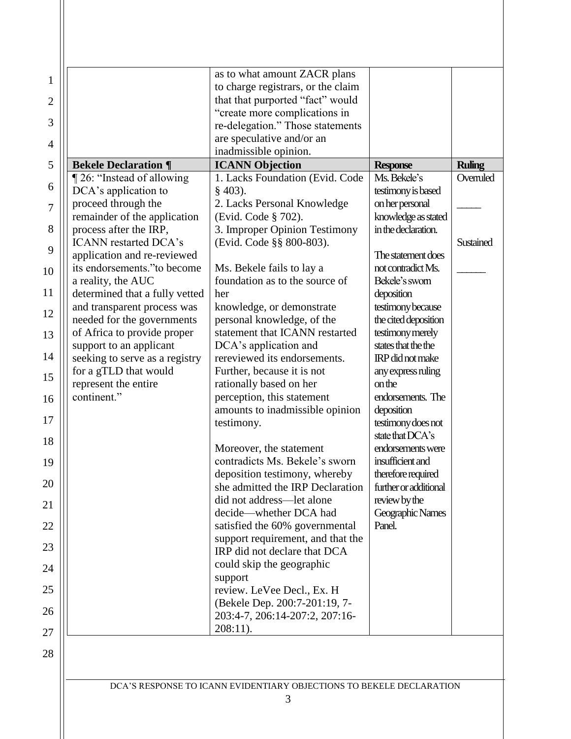| | as to what amount ZACR plans to charge registrars, or the claim that that purported "fact" would "create more complications in re-delegation." Those statements are speculative and/or an inadmissible opinion. | | |
|---|---|---|---|
| **Bekele Declaration ¶** | **ICANN Objection** | **Response** | **Ruling** |
| ¶ 26: "Instead of allowing DCA's application to proceed through the remainder of the application process after the IRP, ICANN restarted DCA's application and re-reviewed its endorsements."to become a reality, the AUC determined that a fully vetted and transparent process was needed for the governments of Africa to provide proper support to an applicant seeking to serve as a registry for a gTLD that would represent the entire continent." | 1. Lacks Foundation (Evid. Code § 403).<br>2. Lacks Personal Knowledge (Evid. Code § 702).<br>3. Improper Opinion Testimony (Evid. Code §§ 800-803).<br><br>Ms. Bekele fails to lay a foundation as to the source of her knowledge, or demonstrate personal knowledge, of the statement that ICANN restarted DCA's application and rereviewed its endorsements. Further, because it is not rationally based on her perception, this statement amounts to inadmissible opinion testimony.<br><br>Moreover, the statement contradicts Ms. Bekele's sworn deposition testimony, whereby she admitted the IRP Declaration did not address—let alone decide—whether DCA had satisfied the 60% governmental support requirement, and that the IRP did not declare that DCA could skip the geographic support review. LeVee Decl., Ex. H (Bekele Dep. 200:7-201:19, 7-203:4-7, 206:14-207:2, 207:16-208:11). | Ms. Bekele's testimony is based on her personal knowledge as stated in the declaration.<br><br>The statement does not contradict Ms. Bekele's sworn deposition testimony because the cited deposition testimony merely states that the the IRP did not make any express ruling on the endorsements. The deposition testimony does not state that DCA's endorsements were insufficient and therefore required further or additional review by the Geographic Names Panel. | Overruled<br><br>_____<br><br>Sustained<br><br>______ |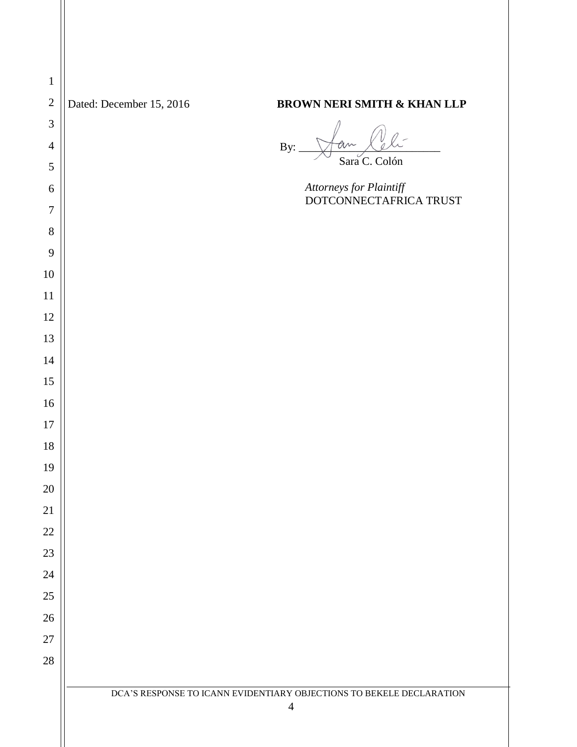Dated: December 15, 2016

**BROWN NERI SMITH & KHAN LLP**

By: ______________________
Sara C. Colón

*Attorneys for Plaintiff*
DOTCONNECTAFRICA TRUST